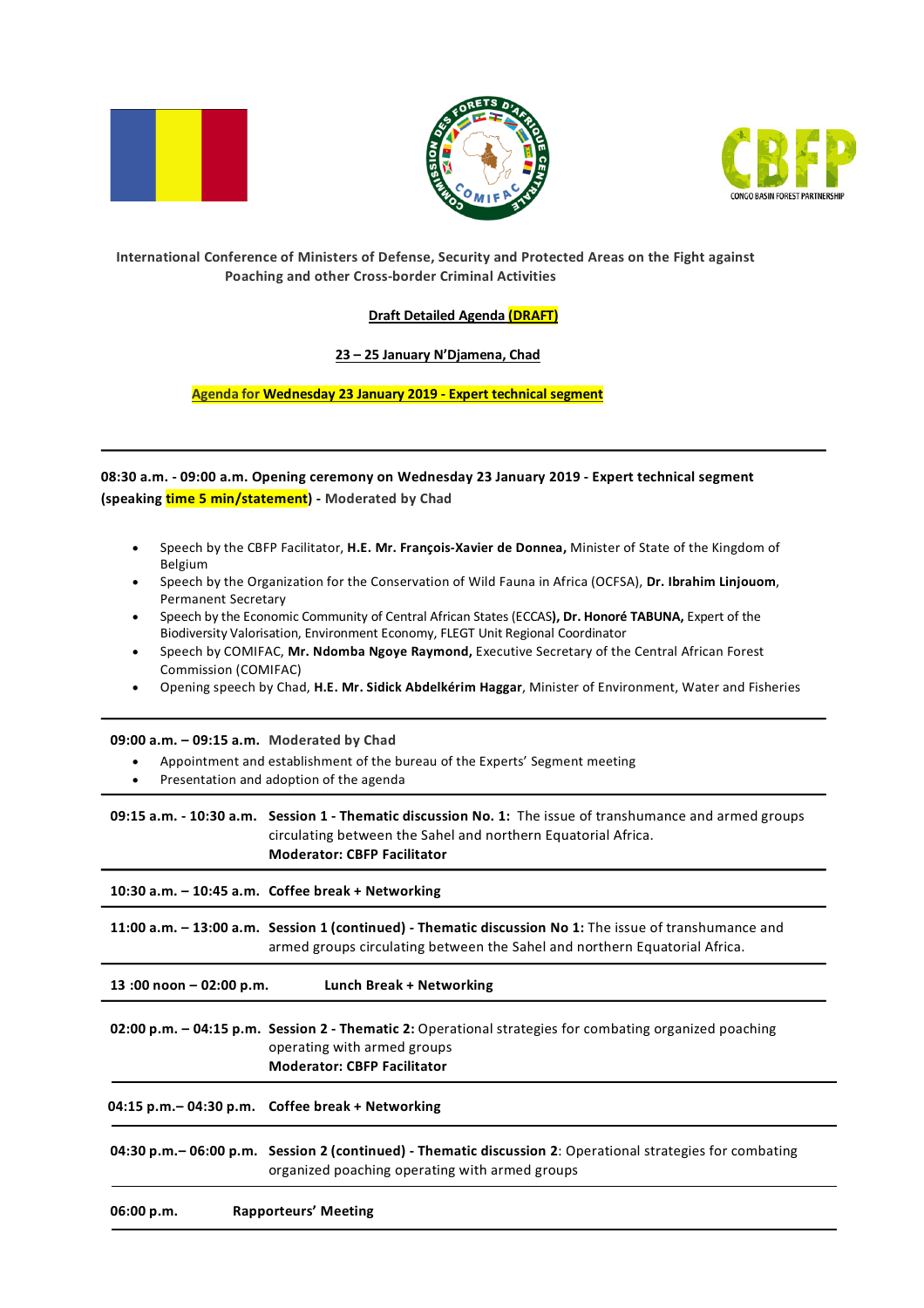**International Conference of Ministers of Defense, Security and Protected Areas on the Fight against Poaching and other Cross-border Criminal Activities**

**Draft Detailed Agenda (DRAFT)**

**23 – 25 January N'Djamena, Chad**

**Agenda for Wednesday 23 January 2019 - Expert technical segment**

---

**08:30 a.m. - 09:00 a.m. Opening ceremony on Wednesday 23 January 2019 - Expert technical segment (speaking time 5 min/statement) - Moderated by Chad**

- Speech by the CBFP Facilitator, **H.E. Mr. François-Xavier de Donnea,** Minister of State of the Kingdom of Belgium
- Speech by the Organization for the Conservation of Wild Fauna in Africa (OCFSA), **Dr. Ibrahim Linjouom**, Permanent Secretary
- Speech by the Economic Community of Central African States (ECCAS**), Dr. Honoré TABUNA,** Expert of the Biodiversity Valorisation, Environment Economy, FLEGT Unit Regional Coordinator
- Speech by COMIFAC, **Mr. Ndomba Ngoye Raymond,** Executive Secretary of the Central African Forest Commission (COMIFAC)
- Opening speech by Chad, **H.E. Mr. Sidick Abdelkérim Haggar**, Minister of Environment, Water and Fisheries

---

**09:00 a.m. – 09:15 a.m.** Moderated by Chad

- Appointment and establishment of the bureau of the Experts' Segment meeting
- Presentation and adoption of the agenda

---

**09:15 a.m. - 10:30 a.m.** **Session 1 - Thematic discussion No. 1:** The issue of transhumance and armed groups circulating between the Sahel and northern Equatorial Africa.
**Moderator: CBFP Facilitator**

---

**10:30 a.m. – 10:45 a.m.** **Coffee break + Networking**

---

**11:00 a.m. – 13:00 a.m.** **Session 1 (continued) - Thematic discussion No 1:** The issue of transhumance and armed groups circulating between the Sahel and northern Equatorial Africa.

---

**13 :00 noon – 02:00 p.m.** **Lunch Break + Networking**

---

**02:00 p.m. – 04:15 p.m.** **Session 2 - Thematic 2:** Operational strategies for combating organized poaching operating with armed groups
**Moderator: CBFP Facilitator**

---

**04:15 p.m.– 04:30 p.m.** **Coffee break + Networking**

---

**04:30 p.m.– 06:00 p.m.** **Session 2 (continued) - Thematic discussion 2**: Operational strategies for combating organized poaching operating with armed groups

---

**06:00 p.m.** **Rapporteurs' Meeting**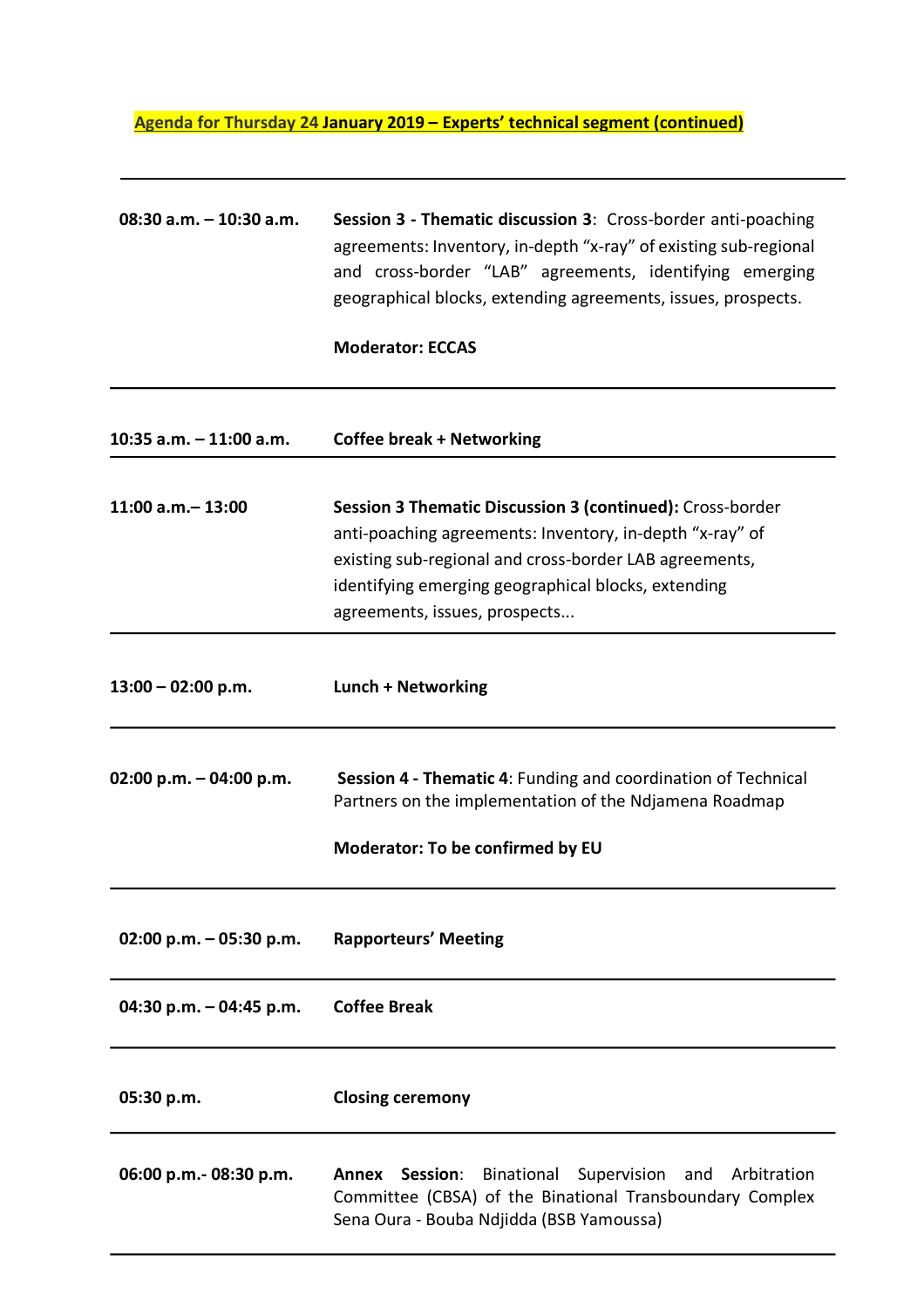**Agenda for Thursday 24 January 2019 – Experts' technical segment (continued)**

| Time | Activity |
|---|---|
| **08:30 a.m. – 10:30 a.m.** | **Session 3 - Thematic discussion 3**: Cross-border anti-poaching agreements: Inventory, in-depth "x-ray" of existing sub-regional and cross-border "LAB" agreements, identifying emerging geographical blocks, extending agreements, issues, prospects.<br><br>**Moderator: ECCAS** |
| **10:35 a.m. – 11:00 a.m.** | **Coffee break + Networking** |
| **11:00 a.m.– 13:00** | **Session 3 Thematic Discussion 3 (continued):** Cross-border anti-poaching agreements: Inventory, in-depth "x-ray" of existing sub-regional and cross-border LAB agreements, identifying emerging geographical blocks, extending agreements, issues, prospects... |
| **13:00 – 02:00 p.m.** | **Lunch + Networking** |
| **02:00 p.m. – 04:00 p.m.** | **Session 4 - Thematic 4**: Funding and coordination of Technical Partners on the implementation of the Ndjamena Roadmap<br><br>**Moderator: To be confirmed by EU** |
| **02:00 p.m. – 05:30 p.m.** | **Rapporteurs' Meeting** |
| **04:30 p.m. – 04:45 p.m.** | **Coffee Break** |
| **05:30 p.m.** | **Closing ceremony** |
| **06:00 p.m.- 08:30 p.m.** | **Annex Session**: Binational Supervision and Arbitration Committee (CBSA) of the Binational Transboundary Complex Sena Oura - Bouba Ndjidda (BSB Yamoussa) |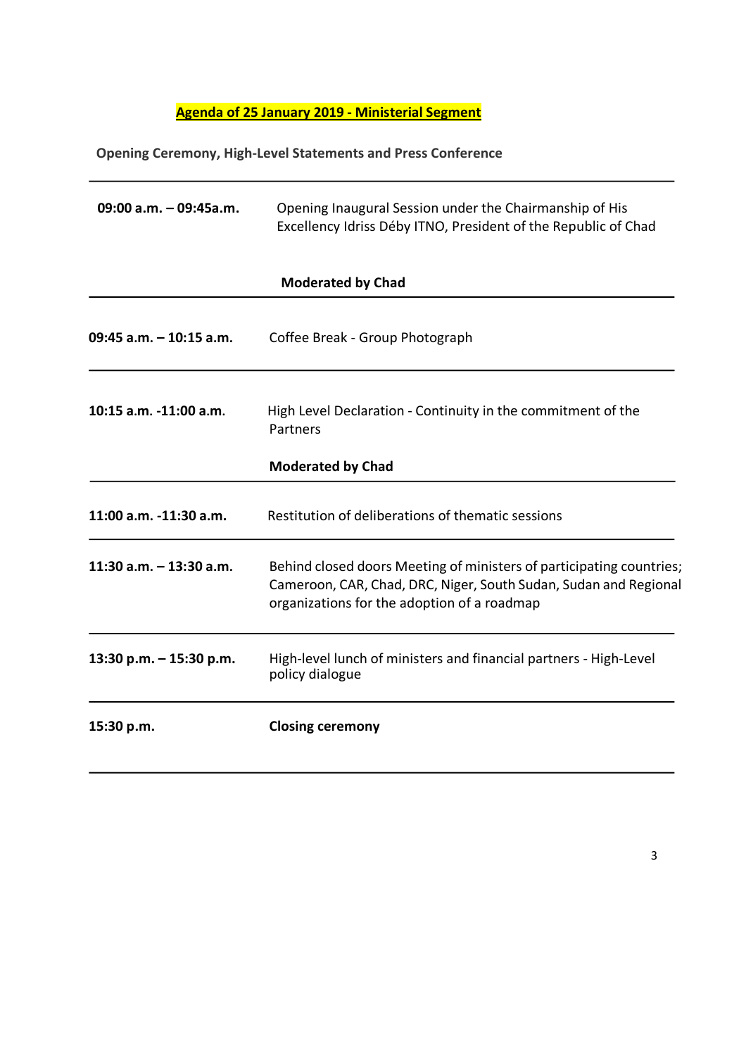## Agenda of 25 January 2019 - Ministerial Segment

**Opening Ceremony, High-Level Statements and Press Conference**

| | |
|---|---|
| **09:00 a.m. – 09:45a.m.** | Opening Inaugural Session under the Chairmanship of His Excellency Idriss Déby ITNO, President of the Republic of Chad<br><br>**Moderated by Chad** |
| **09:45 a.m. – 10:15 a.m.** | Coffee Break - Group Photograph |
| **10:15 a.m. -11:00 a.m.** | High Level Declaration - Continuity in the commitment of the Partners<br><br>**Moderated by Chad** |
| **11:00 a.m. -11:30 a.m.** | Restitution of deliberations of thematic sessions |
| **11:30 a.m. – 13:30 a.m.** | Behind closed doors Meeting of ministers of participating countries; Cameroon, CAR, Chad, DRC, Niger, South Sudan, Sudan and Regional organizations for the adoption of a roadmap |
| **13:30 p.m. – 15:30 p.m.** | High-level lunch of ministers and financial partners - High-Level policy dialogue |
| **15:30 p.m.** | **Closing ceremony** |